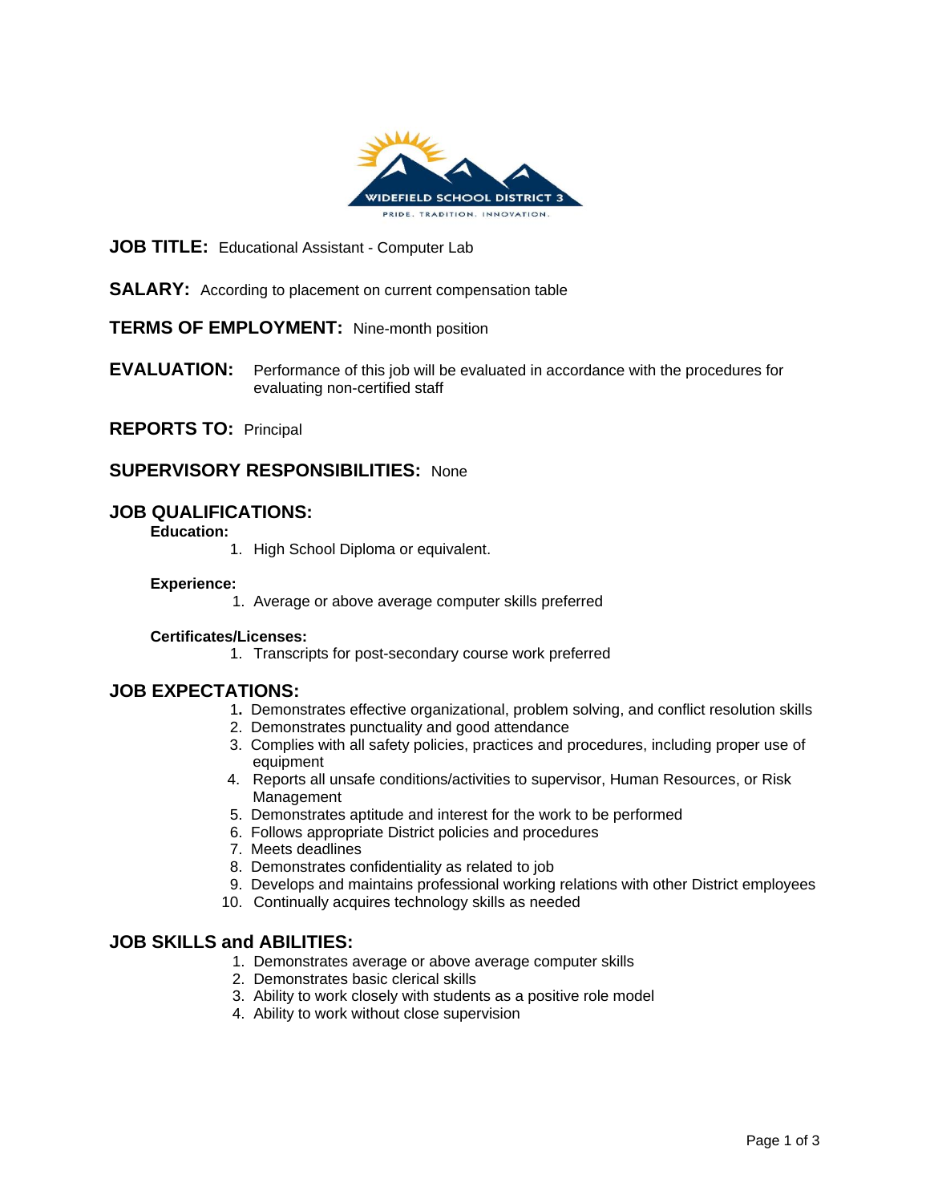WIDEFIELD SCHOOL DISTRICT 3

PRIDE. TRADITION. INNOVATION.

**JOB TITLE:** Educational Assistant - Computer Lab

**SALARY:** According to placement on current compensation table

**TERMS OF EMPLOYMENT:** Nine-month position

**EVALUATION:** Performance of this job will be evaluated in accordance with the procedures for evaluating non-certified staff

**REPORTS TO:** Principal

**SUPERVISORY RESPONSIBILITIES:** None

## JOB QUALIFICATIONS:

**Education:**

1. High School Diploma or equivalent.

**Experience:**

1. Average or above average computer skills preferred

**Certificates/Licenses:**

1. Transcripts for post-secondary course work preferred

## JOB EXPECTATIONS:

1. Demonstrates effective organizational, problem solving, and conflict resolution skills
2. Demonstrates punctuality and good attendance
3. Complies with all safety policies, practices and procedures, including proper use of equipment
4. Reports all unsafe conditions/activities to supervisor, Human Resources, or Risk Management
5. Demonstrates aptitude and interest for the work to be performed
6. Follows appropriate District policies and procedures
7. Meets deadlines
8. Demonstrates confidentiality as related to job
9. Develops and maintains professional working relations with other District employees
10. Continually acquires technology skills as needed

## JOB SKILLS and ABILITIES:

1. Demonstrates average or above average computer skills
2. Demonstrates basic clerical skills
3. Ability to work closely with students as a positive role model
4. Ability to work without close supervision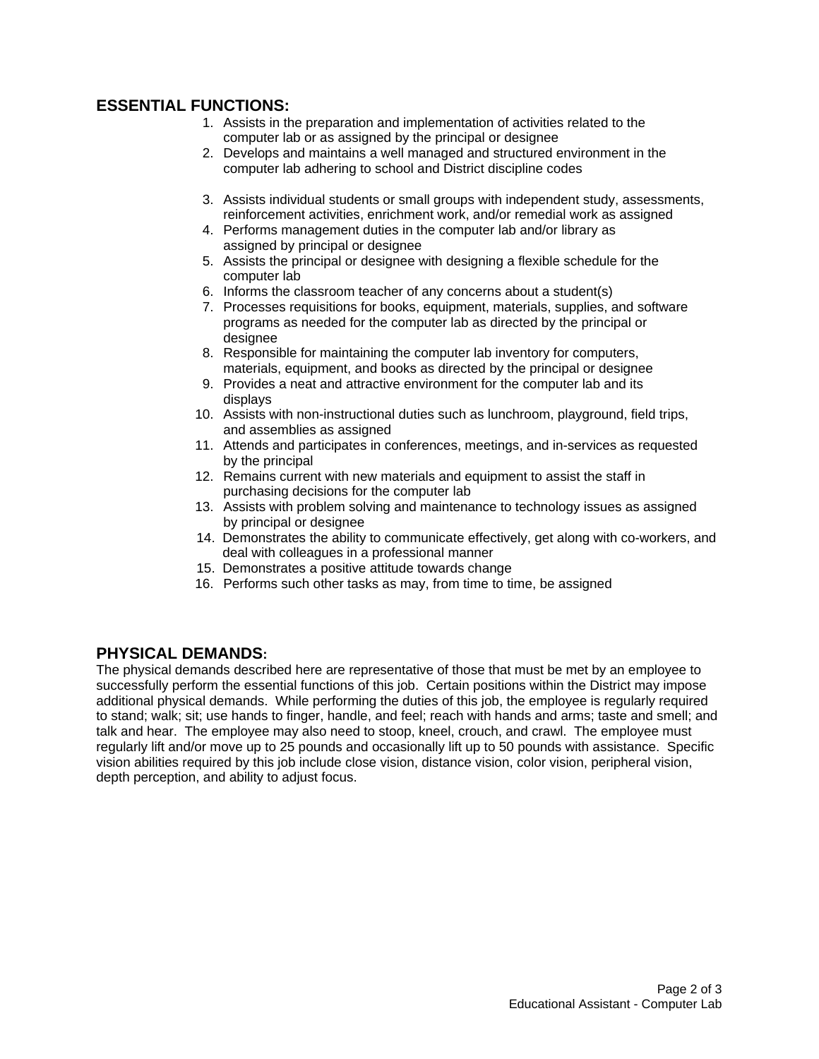## ESSENTIAL FUNCTIONS:

1. Assists in the preparation and implementation of activities related to the computer lab or as assigned by the principal or designee
2. Develops and maintains a well managed and structured environment in the computer lab adhering to school and District discipline codes
3. Assists individual students or small groups with independent study, assessments, reinforcement activities, enrichment work, and/or remedial work as assigned
4. Performs management duties in the computer lab and/or library as assigned by principal or designee
5. Assists the principal or designee with designing a flexible schedule for the computer lab
6. Informs the classroom teacher of any concerns about a student(s)
7. Processes requisitions for books, equipment, materials, supplies, and software programs as needed for the computer lab as directed by the principal or designee
8. Responsible for maintaining the computer lab inventory for computers, materials, equipment, and books as directed by the principal or designee
9. Provides a neat and attractive environment for the computer lab and its displays
10. Assists with non-instructional duties such as lunchroom, playground, field trips, and assemblies as assigned
11. Attends and participates in conferences, meetings, and in-services as requested by the principal
12. Remains current with new materials and equipment to assist the staff in purchasing decisions for the computer lab
13. Assists with problem solving and maintenance to technology issues as assigned by principal or designee
14. Demonstrates the ability to communicate effectively, get along with co-workers, and deal with colleagues in a professional manner
15. Demonstrates a positive attitude towards change
16. Performs such other tasks as may, from time to time, be assigned

## PHYSICAL DEMANDS:

The physical demands described here are representative of those that must be met by an employee to successfully perform the essential functions of this job. Certain positions within the District may impose additional physical demands. While performing the duties of this job, the employee is regularly required to stand; walk; sit; use hands to finger, handle, and feel; reach with hands and arms; taste and smell; and talk and hear. The employee may also need to stoop, kneel, crouch, and crawl. The employee must regularly lift and/or move up to 25 pounds and occasionally lift up to 50 pounds with assistance. Specific vision abilities required by this job include close vision, distance vision, color vision, peripheral vision, depth perception, and ability to adjust focus.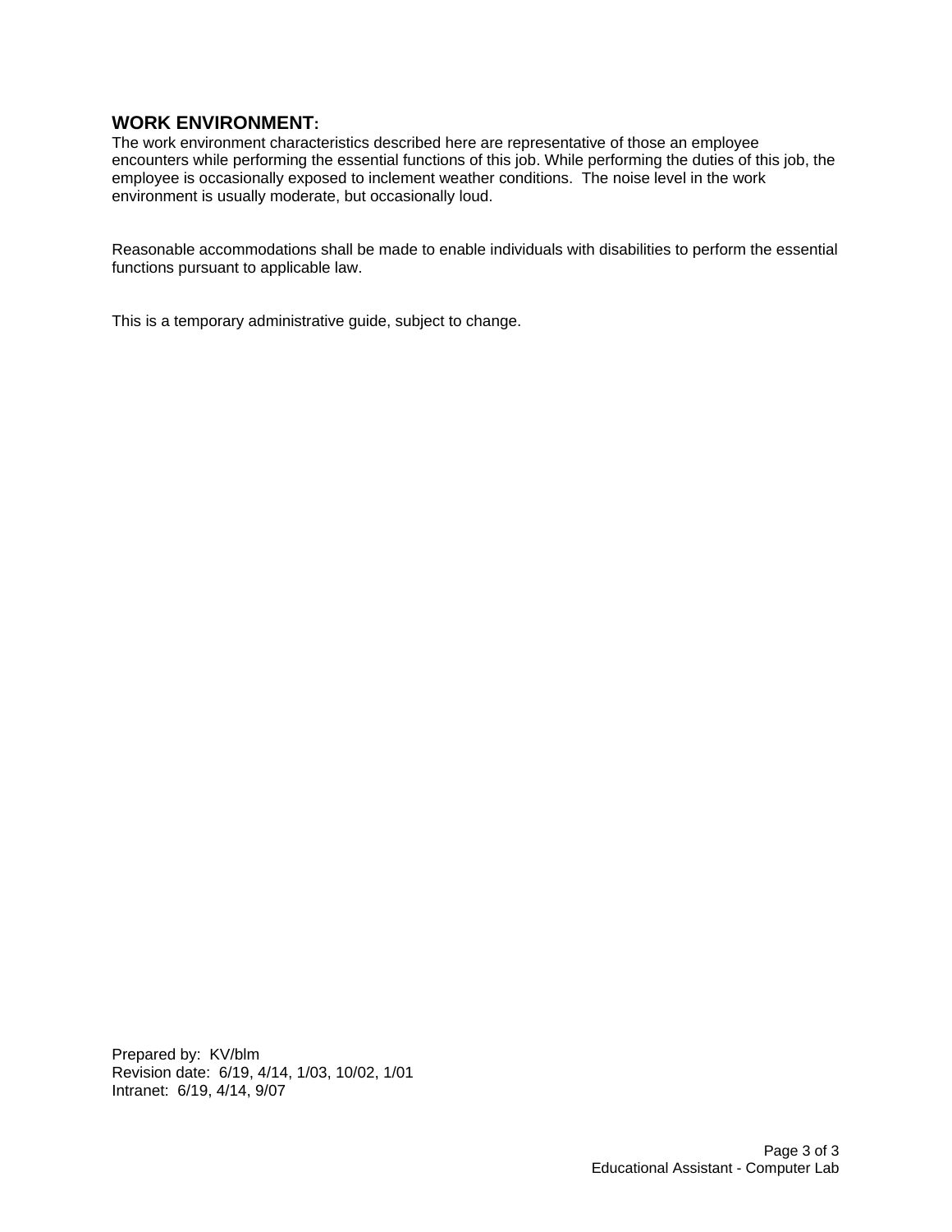## WORK ENVIRONMENT:

The work environment characteristics described here are representative of those an employee encounters while performing the essential functions of this job. While performing the duties of this job, the employee is occasionally exposed to inclement weather conditions. The noise level in the work environment is usually moderate, but occasionally loud.

Reasonable accommodations shall be made to enable individuals with disabilities to perform the essential functions pursuant to applicable law.

This is a temporary administrative guide, subject to change.

Prepared by: KV/blm
Revision date: 6/19, 4/14, 1/03, 10/02, 1/01
Intranet: 6/19, 4/14, 9/07